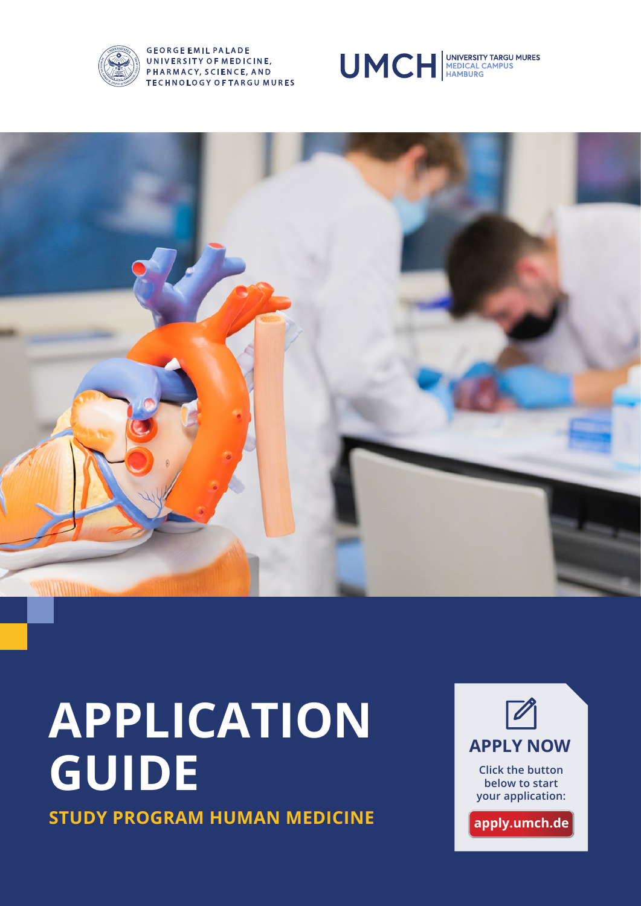GEORGE EMIL PALADE UNIVERSITY OF MEDICINE, PHARMACY, SCIENCE, AND TECHNOLOGY OF TARGU MURES

UMCH | UNIVERSITY TARGU MURES MEDICAL CAMPUS HAMBURG

# APPLICATION GUIDE

**STUDY PROGRAM HUMAN MEDICINE**

**APPLY NOW**

Click the button below to start your application:

**apply.umch.de**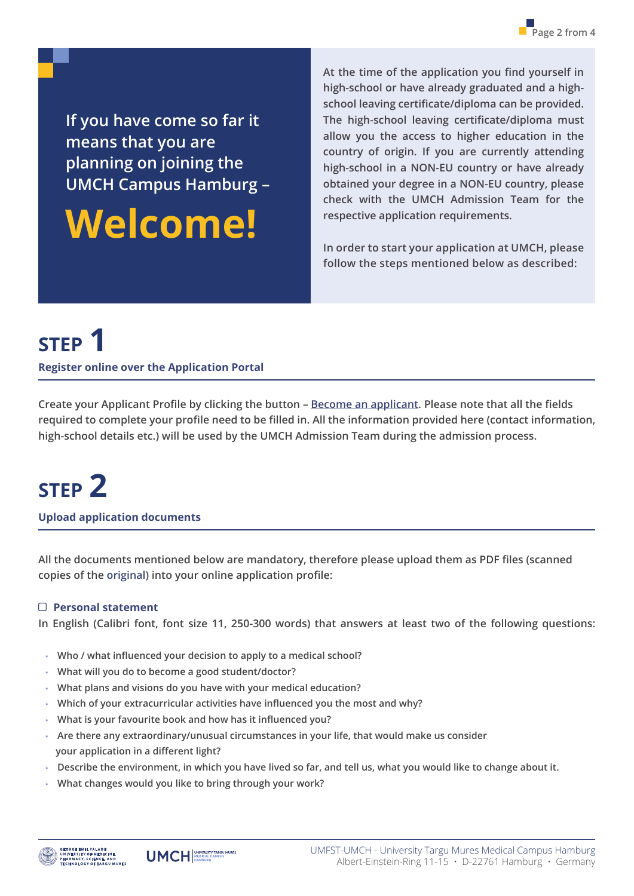If you have come so far it means that you are planning on joining the UMCH Campus Hamburg –

# Welcome!

At the time of the application you find yourself in high-school or have already graduated and a high-school leaving certificate/diploma can be provided. The high-school leaving certificate/diploma must allow you the access to higher education in the country of origin. If you are currently attending high-school in a NON-EU country or have already obtained your degree in a NON-EU country, please check with the UMCH Admission Team for the respective application requirements.

In order to start your application at UMCH, please follow the steps mentioned below as described:

## STEP 1

**Register online over the Application Portal**

Create your Applicant Profile by clicking the button – Become an applicant. Please note that all the fields required to complete your profile need to be filled in. All the information provided here (contact information, high-school details etc.) will be used by the UMCH Admission Team during the admission process.

## STEP 2

**Upload application documents**

All the documents mentioned below are mandatory, therefore please upload them as PDF files (scanned copies of the original) into your online application profile:

- [ ] **Personal statement**

In English (Calibri font, font size 11, 250-300 words) that answers at least two of the following questions:

- Who / what influenced your decision to apply to a medical school?
- What will you do to become a good student/doctor?
- What plans and visions do you have with your medical education?
- Which of your extracurricular activities have influenced you the most and why?
- What is your favourite book and how has it influenced you?
- Are there any extraordinary/unusual circumstances in your life, that would make us consider your application in a different light?
- Describe the environment, in which you have lived so far, and tell us, what you would like to change about it.
- What changes would you like to bring through your work?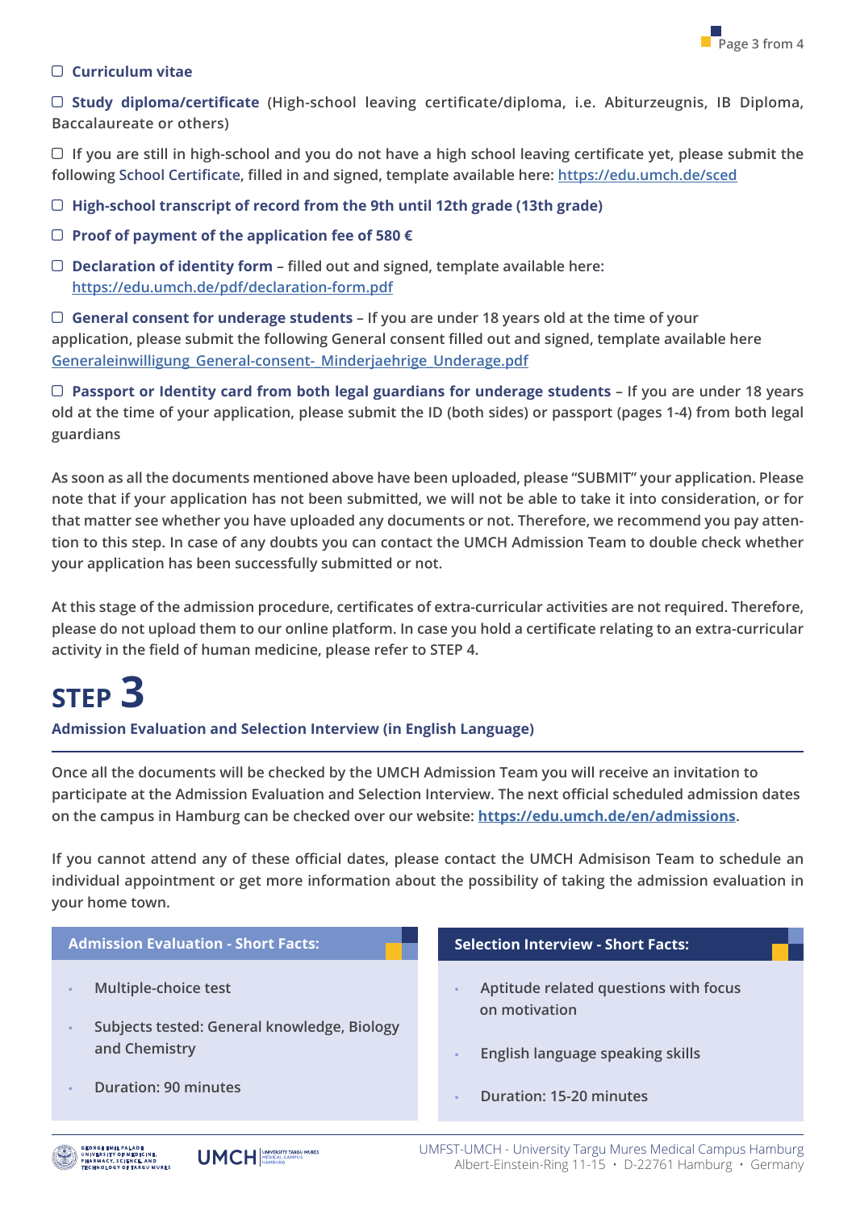- [ ] **Curriculum vitae**

- [ ] **Study diploma/certificate** (High-school leaving certificate/diploma, i.e. Abiturzeugnis, IB Diploma, Baccalaureate or others)

- [ ] If you are still in high-school and you do not have a high school leaving certificate yet, please submit the following School Certificate, filled in and signed, template available here: https://edu.umch.de/sced

- [ ] **High-school transcript of record from the 9th until 12th grade (13th grade)**

- [ ] **Proof of payment of the application fee of 580 €**

- [ ] **Declaration of identity form** – filled out and signed, template available here: https://edu.umch.de/pdf/declaration-form.pdf

- [ ] **General consent for underage students** – If you are under 18 years old at the time of your application, please submit the following General consent filled out and signed, template available here Generaleinwilligung_General-consent-_Minderjaehrige_Underage.pdf

- [ ] **Passport or Identity card from both legal guardians for underage students** – If you are under 18 years old at the time of your application, please submit the ID (both sides) or passport (pages 1-4) from both legal guardians

As soon as all the documents mentioned above have been uploaded, please "SUBMIT" your application. Please note that if your application has not been submitted, we will not be able to take it into consideration, or for that matter see whether you have uploaded any documents or not. Therefore, we recommend you pay attention to this step. In case of any doubts you can contact the UMCH Admission Team to double check whether your application has been successfully submitted or not.

At this stage of the admission procedure, certificates of extra-curricular activities are not required. Therefore, please do not upload them to our online platform. In case you hold a certificate relating to an extra-curricular activity in the field of human medicine, please refer to STEP 4.

# STEP 3

**Admission Evaluation and Selection Interview (in English Language)**

Once all the documents will be checked by the UMCH Admission Team you will receive an invitation to participate at the Admission Evaluation and Selection Interview. The next official scheduled admission dates on the campus in Hamburg can be checked over our website: **https://edu.umch.de/en/admissions**.

If you cannot attend any of these official dates, please contact the UMCH Admisison Team to schedule an individual appointment or get more information about the possibility of taking the admission evaluation in your home town.

**Admission Evaluation - Short Facts:**

- Multiple-choice test
- Subjects tested: General knowledge, Biology and Chemistry
- Duration: 90 minutes

**Selection Interview - Short Facts:**

- Aptitude related questions with focus on motivation
- English language speaking skills
- Duration: 15-20 minutes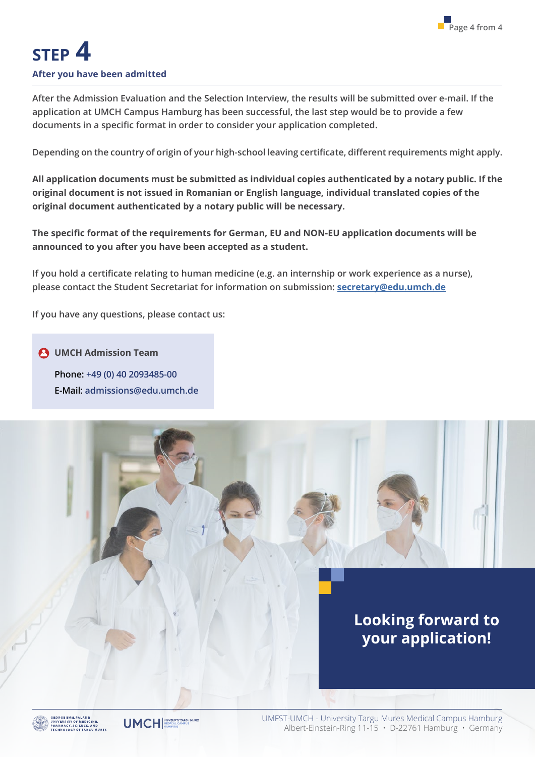# STEP 4

**After you have been admitted**

After the Admission Evaluation and the Selection Interview, the results will be submitted over e-mail. If the application at UMCH Campus Hamburg has been successful, the last step would be to provide a few documents in a specific format in order to consider your application completed.

Depending on the country of origin of your high-school leaving certificate, different requirements might apply.

**All application documents must be submitted as individual copies authenticated by a notary public. If the original document is not issued in Romanian or English language, individual translated copies of the original document authenticated by a notary public will be necessary.**

**The specific format of the requirements for German, EU and NON-EU application documents will be announced to you after you have been accepted as a student.**

If you hold a certificate relating to human medicine (e.g. an internship or work experience as a nurse), please contact the Student Secretariat for information on submission: **secretary@edu.umch.de**

If you have any questions, please contact us:

**UMCH Admission Team**

Phone: +49 (0) 40 2093485-00
E-Mail: admissions@edu.umch.de

**Looking forward to your application!**

UMFST-UMCH - University Targu Mures Medical Campus Hamburg
Albert-Einstein-Ring 11-15 • D-22761 Hamburg • Germany